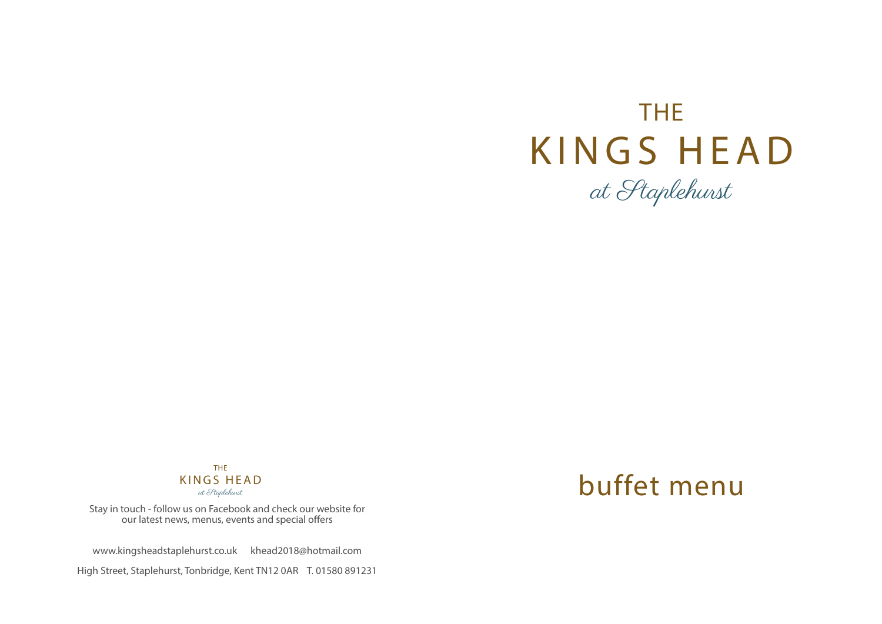# THE KINGS HEAD

*at Staplehurst*

## buffet menu

THE KINGS HEAD
*at Staplehurst*

Stay in touch - follow us on Facebook and check our website for our latest news, menus, events and special offers

www.kingsheadstaplehurst.co.uk   khead2018@hotmail.com

High Street, Staplehurst, Tonbridge, Kent TN12 0AR   T. 01580 891231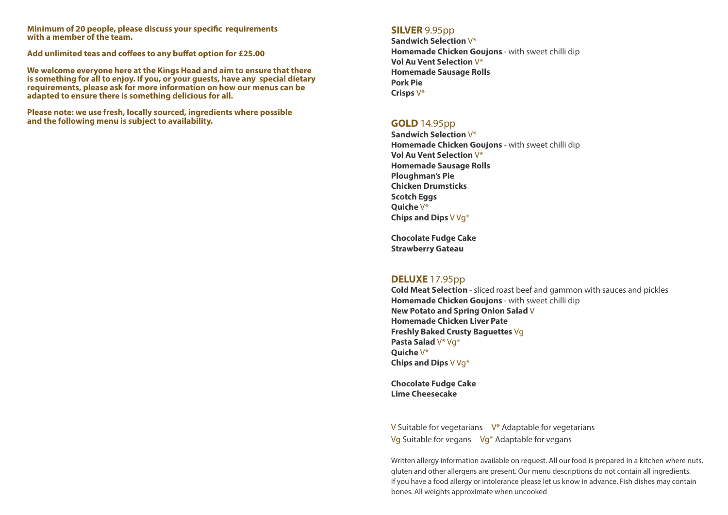**Minimum of 20 people, please discuss your specific requirements with a member of the team.**

**Add unlimited teas and coffees to any buffet option for £25.00**

**We welcome everyone here at the Kings Head and aim to ensure that there is something for all to enjoy. If you, or your guests, have any special dietary requirements, please ask for more information on how our menus can be adapted to ensure there is something delicious for all.**

**Please note: we use fresh, locally sourced, ingredients where possible and the following menu is subject to availability.**

## SILVER 9.95pp

**Sandwich Selection** V*
**Homemade Chicken Goujons** - with sweet chilli dip
**Vol Au Vent Selection** V*
**Homemade Sausage Rolls**
**Pork Pie**
**Crisps** V*

## GOLD 14.95pp

**Sandwich Selection** V*
**Homemade Chicken Goujons** - with sweet chilli dip
**Vol Au Vent Selection** V*
**Homemade Sausage Rolls**
**Ploughman's Pie**
**Chicken Drumsticks**
**Scotch Eggs**
**Quiche** V*
**Chips and Dips** V Vg*

**Chocolate Fudge Cake**
**Strawberry Gateau**

## DELUXE 17.95pp

**Cold Meat Selection** - sliced roast beef and gammon with sauces and pickles
**Homemade Chicken Goujons** - with sweet chilli dip
**New Potato and Spring Onion Salad** V
**Homemade Chicken Liver Pate**
**Freshly Baked Crusty Baguettes** Vg
**Pasta Salad** V* Vg*
**Quiche** V*
**Chips and Dips** V Vg*

**Chocolate Fudge Cake**
**Lime Cheesecake**

V Suitable for vegetarians V* Adaptable for vegetarians
Vg Suitable for vegans Vg* Adaptable for vegans

Written allergy information available on request. All our food is prepared in a kitchen where nuts, gluten and other allergens are present. Our menu descriptions do not contain all ingredients. If you have a food allergy or intolerance please let us know in advance. Fish dishes may contain bones. All weights approximate when uncooked